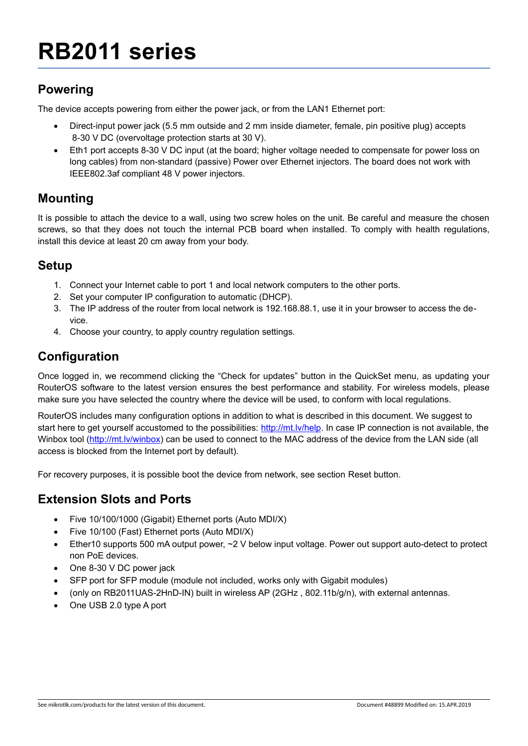# RB2011 series

## Powering

The device accepts powering from either the power jack, or from the LAN1 Ethernet port:

- Direct-input power jack (5.5 mm outside and 2 mm inside diameter, female, pin positive plug) accepts 8-30 V DC (overvoltage protection starts at 30 V).
- Eth1 port accepts 8-30 V DC input (at the board; higher voltage needed to compensate for power loss on long cables) from non-standard (passive) Power over Ethernet injectors. The board does not work with IEEE802.3af compliant 48 V power injectors.

## Mounting

It is possible to attach the device to a wall, using two screw holes on the unit. Be careful and measure the chosen screws, so that they does not touch the internal PCB board when installed. To comply with health regulations, install this device at least 20 cm away from your body.

## Setup

1. Connect your Internet cable to port 1 and local network computers to the other ports.
2. Set your computer IP configuration to automatic (DHCP).
3. The IP address of the router from local network is 192.168.88.1, use it in your browser to access the device.
4. Choose your country, to apply country regulation settings.

## Configuration

Once logged in, we recommend clicking the "Check for updates" button in the QuickSet menu, as updating your RouterOS software to the latest version ensures the best performance and stability. For wireless models, please make sure you have selected the country where the device will be used, to conform with local regulations.

RouterOS includes many configuration options in addition to what is described in this document. We suggest to start here to get yourself accustomed to the possibilities: http://mt.lv/help. In case IP connection is not available, the Winbox tool (http://mt.lv/winbox) can be used to connect to the MAC address of the device from the LAN side (all access is blocked from the Internet port by default).

For recovery purposes, it is possible boot the device from network, see section Reset button.

## Extension Slots and Ports

- Five 10/100/1000 (Gigabit) Ethernet ports (Auto MDI/X)
- Five 10/100 (Fast) Ethernet ports (Auto MDI/X)
- Ether10 supports 500 mA output power, ~2 V below input voltage. Power out support auto-detect to protect non PoE devices.
- One 8-30 V DC power jack
- SFP port for SFP module (module not included, works only with Gigabit modules)
- (only on RB2011UAS-2HnD-IN) built in wireless AP (2GHz , 802.11b/g/n), with external antennas.
- One USB 2.0 type A port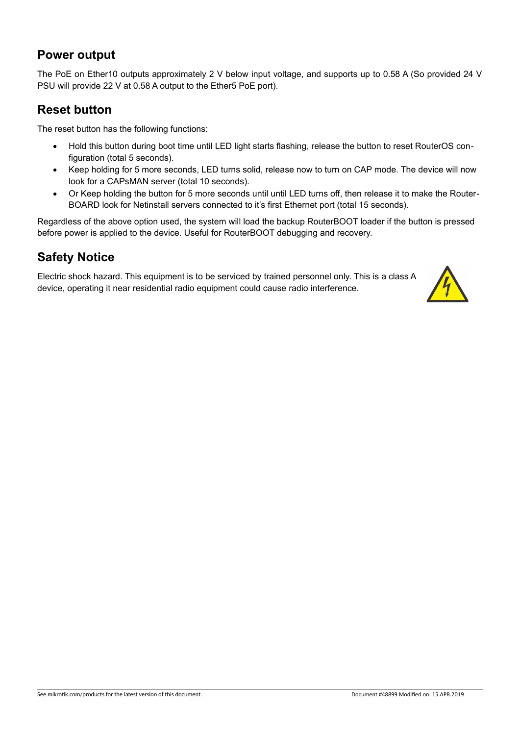## Power output

The PoE on Ether10 outputs approximately 2 V below input voltage, and supports up to 0.58 A (So provided 24 V PSU will provide 22 V at 0.58 A output to the Ether5 PoE port).

## Reset button

The reset button has the following functions:

- Hold this button during boot time until LED light starts flashing, release the button to reset RouterOS configuration (total 5 seconds).
- Keep holding for 5 more seconds, LED turns solid, release now to turn on CAP mode. The device will now look for a CAPsMAN server (total 10 seconds).
- Or Keep holding the button for 5 more seconds until until LED turns off, then release it to make the RouterBOARD look for Netinstall servers connected to it's first Ethernet port (total 15 seconds).

Regardless of the above option used, the system will load the backup RouterBOOT loader if the button is pressed before power is applied to the device. Useful for RouterBOOT debugging and recovery.

## Safety Notice

Electric shock hazard. This equipment is to be serviced by trained personnel only. This is a class A device, operating it near residential radio equipment could cause radio interference.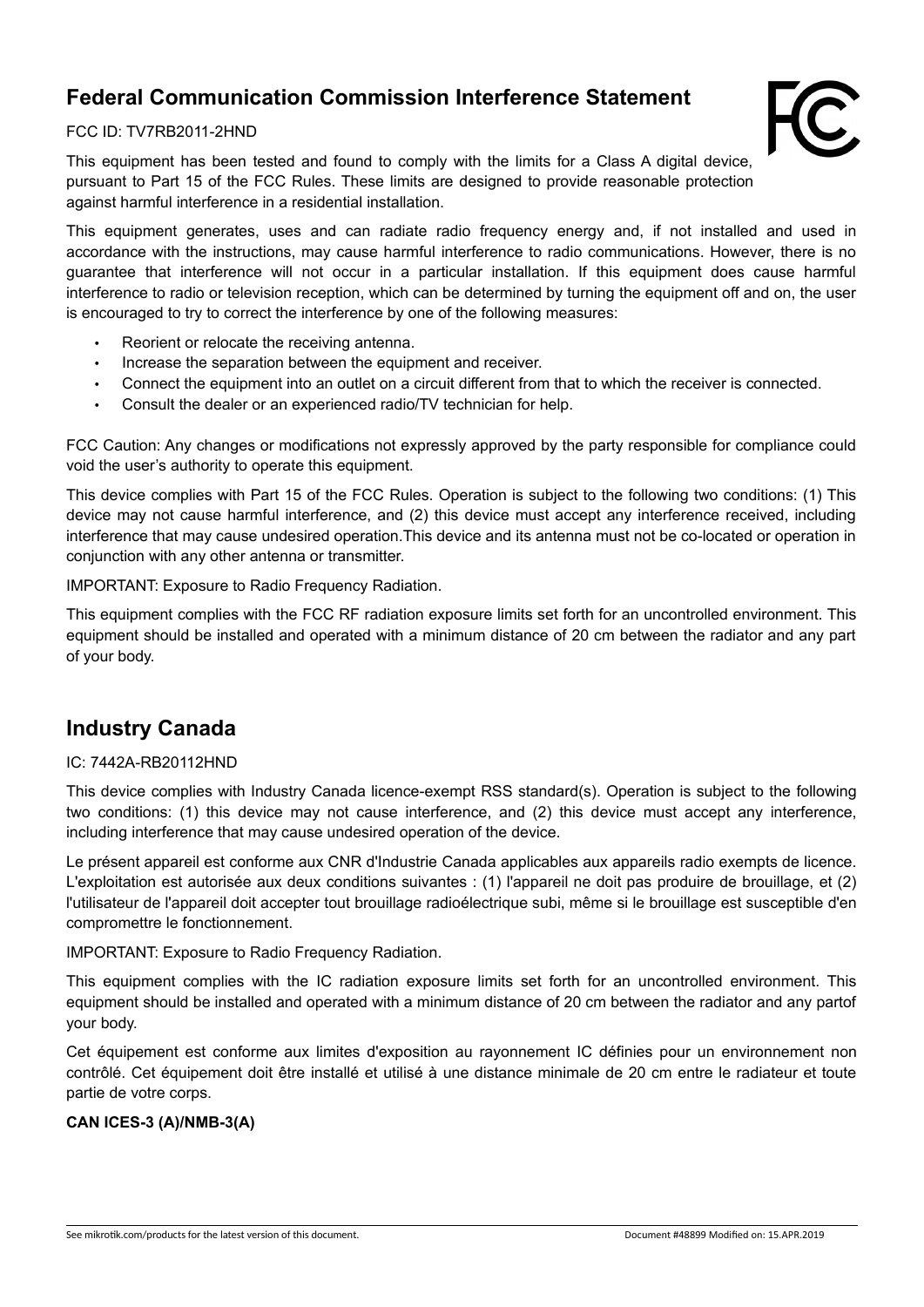## Federal Communication Commission Interference Statement

FCC ID: TV7RB2011-2HND

This equipment has been tested and found to comply with the limits for a Class A digital device, pursuant to Part 15 of the FCC Rules. These limits are designed to provide reasonable protection against harmful interference in a residential installation.

This equipment generates, uses and can radiate radio frequency energy and, if not installed and used in accordance with the instructions, may cause harmful interference to radio communications. However, there is no guarantee that interference will not occur in a particular installation. If this equipment does cause harmful interference to radio or television reception, which can be determined by turning the equipment off and on, the user is encouraged to try to correct the interference by one of the following measures:

- Reorient or relocate the receiving antenna.
- Increase the separation between the equipment and receiver.
- Connect the equipment into an outlet on a circuit different from that to which the receiver is connected.
- Consult the dealer or an experienced radio/TV technician for help.

FCC Caution: Any changes or modifications not expressly approved by the party responsible for compliance could void the user's authority to operate this equipment.

This device complies with Part 15 of the FCC Rules. Operation is subject to the following two conditions: (1) This device may not cause harmful interference, and (2) this device must accept any interference received, including interference that may cause undesired operation.This device and its antenna must not be co-located or operation in conjunction with any other antenna or transmitter.

IMPORTANT: Exposure to Radio Frequency Radiation.

This equipment complies with the FCC RF radiation exposure limits set forth for an uncontrolled environment. This equipment should be installed and operated with a minimum distance of 20 cm between the radiator and any part of your body.

## Industry Canada

IC: 7442A-RB20112HND

This device complies with Industry Canada licence-exempt RSS standard(s). Operation is subject to the following two conditions: (1) this device may not cause interference, and (2) this device must accept any interference, including interference that may cause undesired operation of the device.

Le présent appareil est conforme aux CNR d'Industrie Canada applicables aux appareils radio exempts de licence. L'exploitation est autorisée aux deux conditions suivantes : (1) l'appareil ne doit pas produire de brouillage, et (2) l'utilisateur de l'appareil doit accepter tout brouillage radioélectrique subi, même si le brouillage est susceptible d'en compromettre le fonctionnement.

IMPORTANT: Exposure to Radio Frequency Radiation.

This equipment complies with the IC radiation exposure limits set forth for an uncontrolled environment. This equipment should be installed and operated with a minimum distance of 20 cm between the radiator and any partof your body.

Cet équipement est conforme aux limites d'exposition au rayonnement IC définies pour un environnement non contrôlé. Cet équipement doit être installé et utilisé à une distance minimale de 20 cm entre le radiateur et toute partie de votre corps.

**CAN ICES-3 (A)/NMB-3(A)**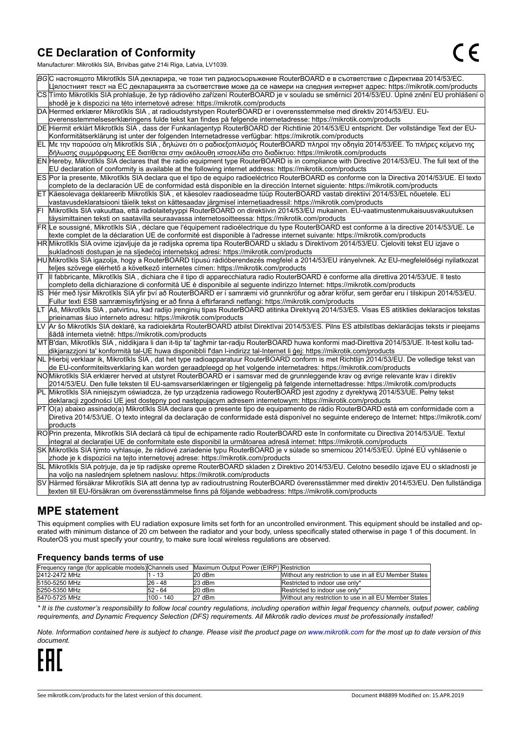# CE Declaration of Conformity

Manufacturer: Mikrotikls SIA, Brivibas gatve 214i Riga, Latvia, LV1039.

| | |
|---|---|
| BG | С настоящото Mikrotīkls SIA декларира, че този тип радиосъоръжение RouterBOARD е в съответствие с Директива 2014/53/ЕС. Цялостният текст на ЕС декларацията за съответствие може да се намери на следния интернет адрес: https://mikrotik.com/products |
| CS | Tímto Mikrotīkls SIA prohlašuje, že typ rádiového zařízení RouterBOARD je v souladu se směrnicí 2014/53/EU. Úplné znění EU prohlášení o shodě je k dispozici na této internetové adrese: https://mikrotik.com/products |
| DA | Hermed erklærer Mikrotīkls SIA , at radioudstyrstypen RouterBOARD er i overensstemmelse med direktiv 2014/53/EU. EU-overensstemmelseserklæringens fulde tekst kan findes på følgende internetadresse: https://mikrotik.com/products |
| DE | Hiermit erklärt Mikrotīkls SIA , dass der Funkanlagentyp RouterBOARD der Richtlinie 2014/53/EU entspricht. Der vollständige Text der EU-Konformitätserklärung ist unter der folgenden Internetadresse verfügbar: https://mikrotik.com/products |
| EL | Με την παρούσα ο/η Mikrotīkls SIA , δηλώνει ότι ο ραδιοεξοπλισμός RouterBOARD πληροί την οδηγία 2014/53/ΕΕ. Το πλήρες κείμενο της δήλωσης συμμόρφωσης ΕΕ διατίθεται στην ακόλουθη ιστοσελίδα στο διαδίκτυο: https://mikrotik.com/products |
| EN | Hereby, Mikrotīkls SIA declares that the radio equipment type RouterBOARD is in compliance with Directive 2014/53/EU. The full text of the EU declaration of conformity is available at the following internet address: https://mikrotik.com/products |
| ES | Por la presente, Mikrotīkls SIA declara que el tipo de equipo radioeléctrico RouterBOARD es conforme con la Directiva 2014/53/UE. El texto completo de la declaración UE de conformidad está disponible en la dirección Internet siguiente: https://mikrotik.com/products |
| ET | Käesolevaga deklareerib Mikrotīkls SIA , et käesolev raadioseadme tüüp RouterBOARD vastab direktiivi 2014/53/EL nõuetele. ELi vastavusdeklaratsiooni täielik tekst on kättesaadav järgmisel internetiaadressil: https://mikrotik.com/products |
| FI | Mikrotīkls SIA vakuuttaa, että radiolaitetyyppi RouterBOARD on direktiivin 2014/53/EU mukainen. EU-vaatimustenmukaisuusvakuutuksen täysimittainen teksti on saatavilla seuraavassa internetosoitteessa: https://mikrotik.com/products |
| FR | Le soussigné, Mikrotīkls SIA , déclare que l'équipement radioélectrique du type RouterBOARD est conforme à la directive 2014/53/UE. Le texte complet de la déclaration UE de conformité est disponible à l'adresse internet suivante: https://mikrotik.com/products |
| HR | Mikrotīkls SIA ovime izjavljuje da je radijska oprema tipa RouterBOARD u skladu s Direktivom 2014/53/EU. Cjeloviti tekst EU izjave o sukladnosti dostupan je na sljedećoj internetskoj adresi: https://mikrotik.com/products |
| HU | Mikrotīkls SIA igazolja, hogy a RouterBOARD típusú rádióberendezés megfelel a 2014/53/EU irányelvnek. Az EU-megfelelőségi nyilatkozat teljes szövege elérhető a következő internetes címen: https://mikrotik.com/products |
| IT | Il fabbricante, Mikrotīkls SIA , dichiara che il tipo di apparecchiatura radio RouterBOARD è conforme alla direttiva 2014/53/UE. Il testo completo della dichiarazione di conformità UE è disponibile al seguente indirizzo Internet: https://mikrotik.com/products |
| IS | Hér með lýsir Mikrotīkls SIA yfir því að RouterBOARD er í samræmi við grunnkröfur og aðrar kröfur, sem gerðar eru í tilskipun 2014/53/EU. Fullur texti ESB samræmisyfirlýsing er að finna á eftirfarandi netfangi: https://mikrotik.com/products |
| LT | Aš, Mikrotīkls SIA , patvirtinu, kad radijo įrenginių tipas RouterBOARD atitinka Direktyvą 2014/53/ES. Visas ES atitikties deklaracijos tekstas prieinamas šiuo interneto adresu: https://mikrotik.com/products |
| LV | Ar šo Mikrotīkls SIA deklarē, ka radioiekārta RouterBOARD atbilst Direktīvai 2014/53/ES. Pilns ES atbilstības deklarācijas teksts ir pieejams šādā interneta vietnē: https://mikrotik.com/products |
| MT | B'dan, Mikrotīkls SIA , niddikjara li dan it-tip ta' tagħmir tar-radju RouterBOARD huwa konformi mad-Direttiva 2014/53/UE. It-test kollu tad-dikjarazzjoni ta' konformità tal-UE huwa disponibbli f'dan l-indirizz tal-Internet li ġej: https://mikrotik.com/products |
| NL | Hierbij verklaar ik, Mikrotīkls SIA , dat het type radioapparatuur RouterBOARD conform is met Richtlijn 2014/53/EU. De volledige tekst van de EU-conformiteitsverklaring kan worden geraadpleegd op het volgende internetadres: https://mikrotik.com/products |
| NO | Mikrotīkls SIA erklærer herved at utstyret RouterBOARD er i samsvar med de grunnleggende krav og øvrige relevante krav i direktiv 2014/53/EU. Den fulle teksten til EU-samsvarserklæringen er tilgjengelig på følgende internettadresse: https://mikrotik.com/products |
| PL | Mikrotīkls SIA niniejszym oświadcza, że typ urządzenia radiowego RouterBOARD jest zgodny z dyrektywą 2014/53/UE. Pełny tekst deklaracji zgodności UE jest dostępny pod następującym adresem internetowym: https://mikrotik.com/products |
| PT | O(a) abaixo assinado(a) Mikrotīkls SIA declara que o presente tipo de equipamento de rádio RouterBOARD está em conformidade com a Diretiva 2014/53/UE. O texto integral da declaração de conformidade está disponível no seguinte endereço de Internet: https://mikrotik.com/products |
| RO | Prin prezenta, Mikrotīkls SIA declară că tipul de echipamente radio RouterBOARD este în conformitate cu Directiva 2014/53/UE. Textul integral al declarației UE de conformitate este disponibil la următoarea adresă internet: https://mikrotik.com/products |
| SK | Mikrotīkls SIA týmto vyhlasuje, že rádiové zariadenie typu RouterBOARD je v súlade so smernicou 2014/53/EÚ. Úplné EÚ vyhlásenie o zhode je k dispozícii na tejto internetovej adrese: https://mikrotik.com/products |
| SL | Mikrotīkls SIA potrjuje, da je tip radijske opreme RouterBOARD skladen z Direktivo 2014/53/EU. Celotno besedilo izjave EU o skladnosti je na voljo na naslednjem spletnem naslovu: https://mikrotik.com/products |
| SV | Härmed försäkrar Mikrotīkls SIA att denna typ av radioutrustning RouterBOARD överensstämmer med direktiv 2014/53/EU. Den fullständiga texten till EU-försäkran om överensstämmelse finns på följande webbadress: https://mikrotik.com/products |

## MPE statement

This equipment complies with EU radiation exposure limits set forth for an uncontrolled environment. This equipment should be installed and operated with minimum distance of 20 cm between the radiator and your body, unless specifically stated otherwise in page 1 of this document. In RouterOS you must specify your country, to make sure local wireless regulations are observed.

### Frequency bands terms of use

| Frequency range (for applicable models) | Channels used | Maximum Output Power (EIRP) | Restriction |
|---|---|---|---|
| 2412-2472 MHz | 1 - 13 | 20 dBm | Without any restriction to use in all EU Member States |
| 5150-5250 MHz | 26 - 48 | 23 dBm | Restricted to indoor use only* |
| 5250-5350 MHz | 52 - 64 | 20 dBm | Restricted to indoor use only* |
| 5470-5725 MHz | 100 - 140 | 27 dBm | Without any restriction to use in all EU Member States |

*\* It is the customer's responsibility to follow local country regulations, including operation within legal frequency channels, output power, cabling requirements, and Dynamic Frequency Selection (DFS) requirements. All Mikrotik radio devices must be professionally installed!*

*Note. Information contained here is subject to change. Please visit the product page on www.mikrotik.com for the most up to date version of this document.*

See mikrotik.com/products for the latest version of this document. Document #48899 Modified on: 15.APR.2019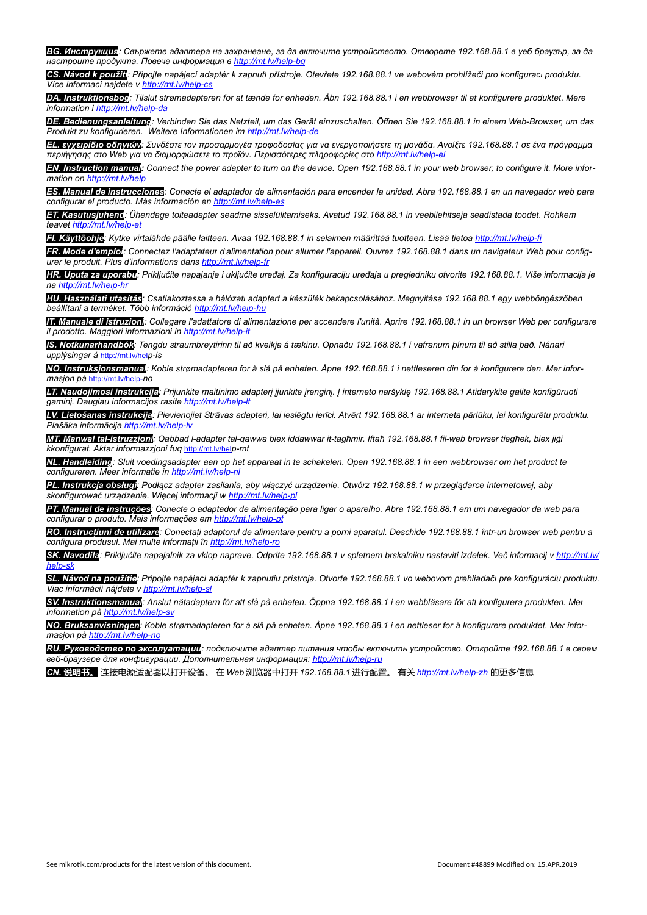**BG. Инструкция**: Свържете адаптера на захранване, за да включите устройството. Отворете 192.168.88.1 в уеб браузър, за да настроите продукта. Повече информация в http://mt.lv/help-bg

**CS. Návod k použití**: Připojte napájecí adaptér k zapnuti přístroje. Otevřete 192.168.88.1 ve webovém prohlížeči pro konfiguraci produktu. Více informací najdete v http://mt.lv/help-cs

**DA. Instruktionsbog**: Tilslut strømadapteren for at tænde for enheden. Åbn 192.168.88.1 i en webbrowser til at konfigurere produktet. Mere information i http://mt.lv/help-da

**DE. Bedienungsanleitung**: Verbinden Sie das Netzteil, um das Gerät einzuschalten. Öffnen Sie 192.168.88.1 in einem Web-Browser, um das Produkt zu konfigurieren.  Weitere Informationen im http://mt.lv/help-de

**EL. εγχειρίδιο οδηγιών**: Συνδέστε τον προσαρμογέα τροφοδοσίας για να ενεργοποιήσετε τη μονάδα. Ανοίξτε 192.168.88.1 σε ένα πρόγραμμα περιήγησης στο Web για να διαμορφώσετε το προϊόν. Περισσότερες πληροφορίες στο http://mt.lv/help-el

**EN. Instruction manual**: Connect the power adapter to turn on the device. Open 192.168.88.1 in your web browser, to configure it. More information on http://mt.lv/help

**ES. Manual de instrucciones**: Conecte el adaptador de alimentación para encender la unidad. Abra 192.168.88.1 en un navegador web para configurar el producto. Más información en http://mt.lv/help-es

**ET. Kasutusjuhend**: Ühendage toiteadapter seadme sisselülitamiseks. Avatud 192.168.88.1 in veebilehitseja seadistada toodet. Rohkem teavet http://mt.lv/help-et

**FI. Käyttöohje**: Kytke virtalähde päälle laitteen. Avaa 192.168.88.1 in selaimen määrittää tuotteen. Lisää tietoa http://mt.lv/help-fi

**FR. Mode d'emploi**: Connectez l'adaptateur d'alimentation pour allumer l'appareil. Ouvrez 192.168.88.1 dans un navigateur Web pour configurer le produit. Plus d'informations dans http://mt.lv/help-fr

**HR. Uputa za uporabu**: Priključite napajanje i uključite uređaj. Za konfiguraciju uređaja u pregledniku otvorite 192.168.88.1. Više informacija je na http://mt.lv/help-hr

**HU. Használati utasítás**: Csatlakoztassa a hálózati adaptert a készülék bekapcsolásához. Megnyitása 192.168.88.1 egy webböngészőben beállítani a terméket. Több információ http://mt.lv/help-hu

**IT. Manuale di istruzioni**: Collegare l'adattatore di alimentazione per accendere l'unità. Aprire 192.168.88.1 in un browser Web per configurare il prodotto. Maggiori informazioni in http://mt.lv/help-it

**IS. Notkunarhandbók**: Tengdu straumbreytirinn til að kveikja á tækinu. Opnaðu 192.168.88.1 í vafranum þínum til að stilla það. Nánari upplýsingar á http://mt.lv/help-is

**NO. Instruksjonsmanual**: Koble strømadapteren for å slå på enheten. Åpne 192.168.88.1 i nettleseren din for å konfigurere den. Mer informasjon på http://mt.lv/help-no

**LT. Naudojimosi instrukcija**: Prijunkite maitinimo adapterį įjunkite įrenginį. Į interneto naršyklę 192.168.88.1 Atidarykite galite konfigūruoti gaminį. Daugiau informacijos rasite http://mt.lv/help-lt

**LV. Lietošanas instrukcija**: Pievienojiet Strāvas adapteri, lai ieslēgtu ierīci. Atvērt 192.168.88.1 ar interneta pārlūku, lai konfigurētu produktu. Plašāka informācija http://mt.lv/help-lv

**MT. Manwal tal-istruzzjoni**: Qabbad l-adapter tal-qawwa biex iddawwar it-tagħmir. Iftaħ 192.168.88.1 fil-web browser tiegħek, biex jiġi kkonfigurat. Aktar informazzjoni fuq http://mt.lv/help-mt

**NL. Handleiding**: Sluit voedingsadapter aan op het apparaat in te schakelen. Open 192.168.88.1 in een webbrowser om het product te configureren. Meer informatie in http://mt.lv/help-nl

**PL. Instrukcja obsługi**: Podłącz adapter zasilania, aby włączyć urządzenie. Otwórz 192.168.88.1 w przeglądarce internetowej, aby skonfigurować urządzenie. Więcej informacji w http://mt.lv/help-pl

**PT. Manual de instruções**: Conecte o adaptador de alimentação para ligar o aparelho. Abra 192.168.88.1 em um navegador da web para configurar o produto. Mais informações em http://mt.lv/help-pt

**RO. Instrucțiuni de utilizare**: Conectați adaptorul de alimentare pentru a porni aparatul. Deschide 192.168.88.1 într-un browser web pentru a configura produsul. Mai multe informații în http://mt.lv/help-ro

**SK. Navodila**: Priključite napajalnik za vklop naprave. Odprite 192.168.88.1 v spletnem brskalniku nastaviti izdelek. Več informacij v http://mt.lv/help-sk

**SL. Návod na použitie**: Pripojte napájací adaptér k zapnutiu prístroja. Otvorte 192.168.88.1 vo webovom prehliadači pre konfiguráciu produktu. Viac informácii nájdete v http://mt.lv/help-sl

**SV. Instruktionsmanual**: Anslut nätadaptern för att slå på enheten. Öppna 192.168.88.1 i en webbläsare för att konfigurera produkten. Mer information på http://mt.lv/help-sv

**NO. Bruksanvisningen**: Koble strømadapteren for å slå på enheten. Åpne 192.168.88.1 i en nettleser for å konfigurere produktet. Mer informasjon på http://mt.lv/help-no

**RU. Руководство по эксплуатации**: подключите адаптер питания чтобы включить устройство. Откройте 192.168.88.1 в своем веб-браузере для конфигурации. Дополнительная информация: http://mt.lv/help-ru

**CN. 说明书。** 连接电源适配器以打开设备。 在 Web 浏览器中打开 192.168.88.1 进行配置。 有关 http://mt.lv/help-zh 的更多信息

See mikrotik.com/products for the latest version of this document. Document #48899 Modified on: 15.APR.2019